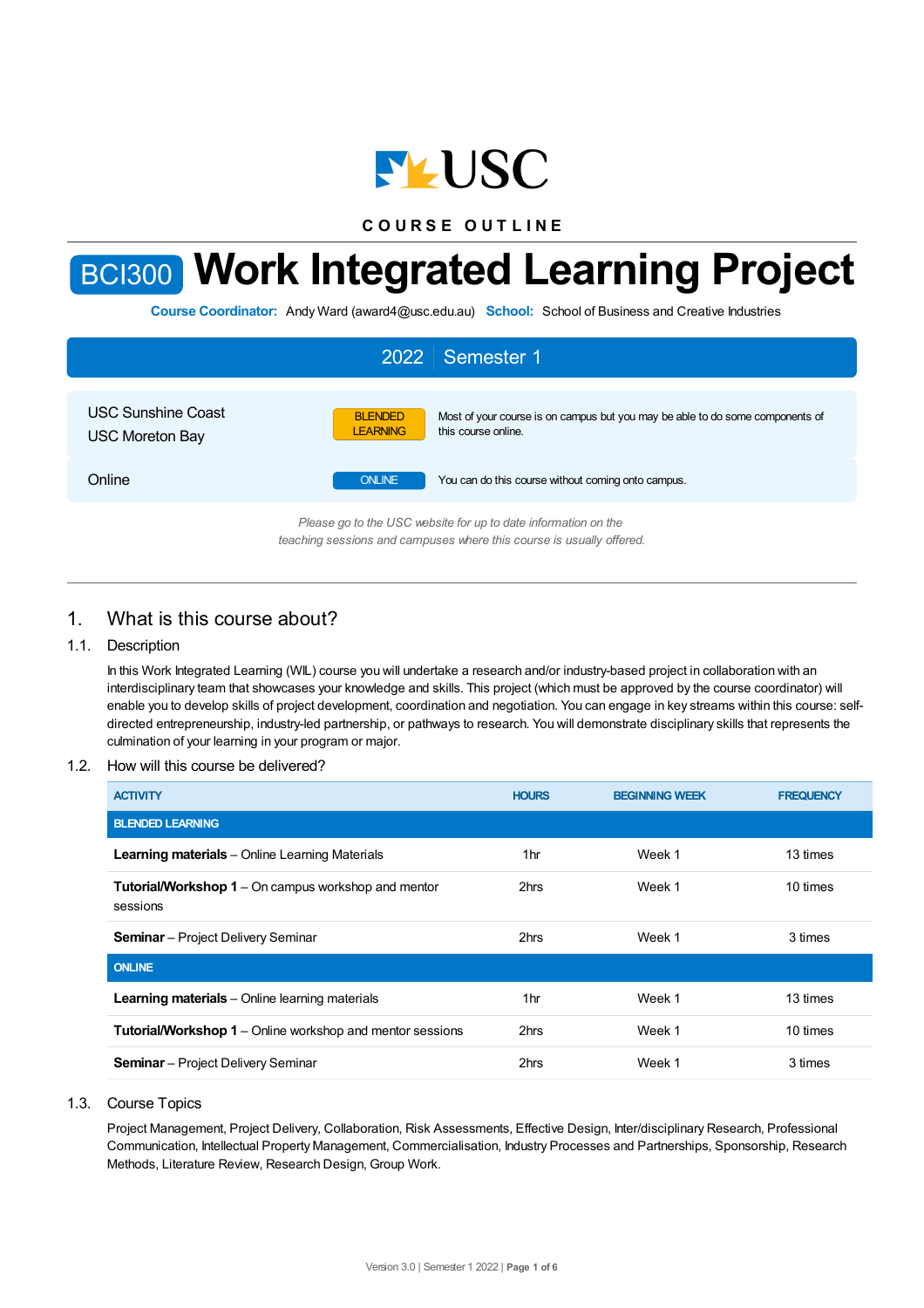COURSE OUTLINE

# BCI300 Work Integrated Learning Project

**Course Coordinator:** Andy Ward (award4@usc.edu.au) **School:** School of Business and Creative Industries

## 2022 | Semester 1

| | | |
|---|---|---|
| USC Sunshine Coast<br>USC Moreton Bay | BLENDED LEARNING | Most of your course is on campus but you may be able to do some components of this course online. |
| Online | ONLINE | You can do this course without coming onto campus. |

*Please go to the USC website for up to date information on the teaching sessions and campuses where this course is usually offered.*

## 1. What is this course about?

### 1.1. Description

In this Work Integrated Learning (WIL) course you will undertake a research and/or industry-based project in collaboration with an interdisciplinary team that showcases your knowledge and skills. This project (which must be approved by the course coordinator) will enable you to develop skills of project development, coordination and negotiation. You can engage in key streams within this course: self-directed entrepreneurship, industry-led partnership, or pathways to research. You will demonstrate disciplinary skills that represents the culmination of your learning in your program or major.

### 1.2. How will this course be delivered?

| ACTIVITY | HOURS | BEGINNING WEEK | FREQUENCY |
|---|---|---|---|
| **BLENDED LEARNING** | | | |
| **Learning materials** – Online Learning Materials | 1hr | Week 1 | 13 times |
| **Tutorial/Workshop 1** – On campus workshop and mentor sessions | 2hrs | Week 1 | 10 times |
| **Seminar** – Project Delivery Seminar | 2hrs | Week 1 | 3 times |
| **ONLINE** | | | |
| **Learning materials** – Online learning materials | 1hr | Week 1 | 13 times |
| **Tutorial/Workshop 1** – Online workshop and mentor sessions | 2hrs | Week 1 | 10 times |
| **Seminar** – Project Delivery Seminar | 2hrs | Week 1 | 3 times |

### 1.3. Course Topics

Project Management, Project Delivery, Collaboration, Risk Assessments, Effective Design, Inter/disciplinary Research, Professional Communication, Intellectual Property Management, Commercialisation, Industry Processes and Partnerships, Sponsorship, Research Methods, Literature Review, Research Design, Group Work.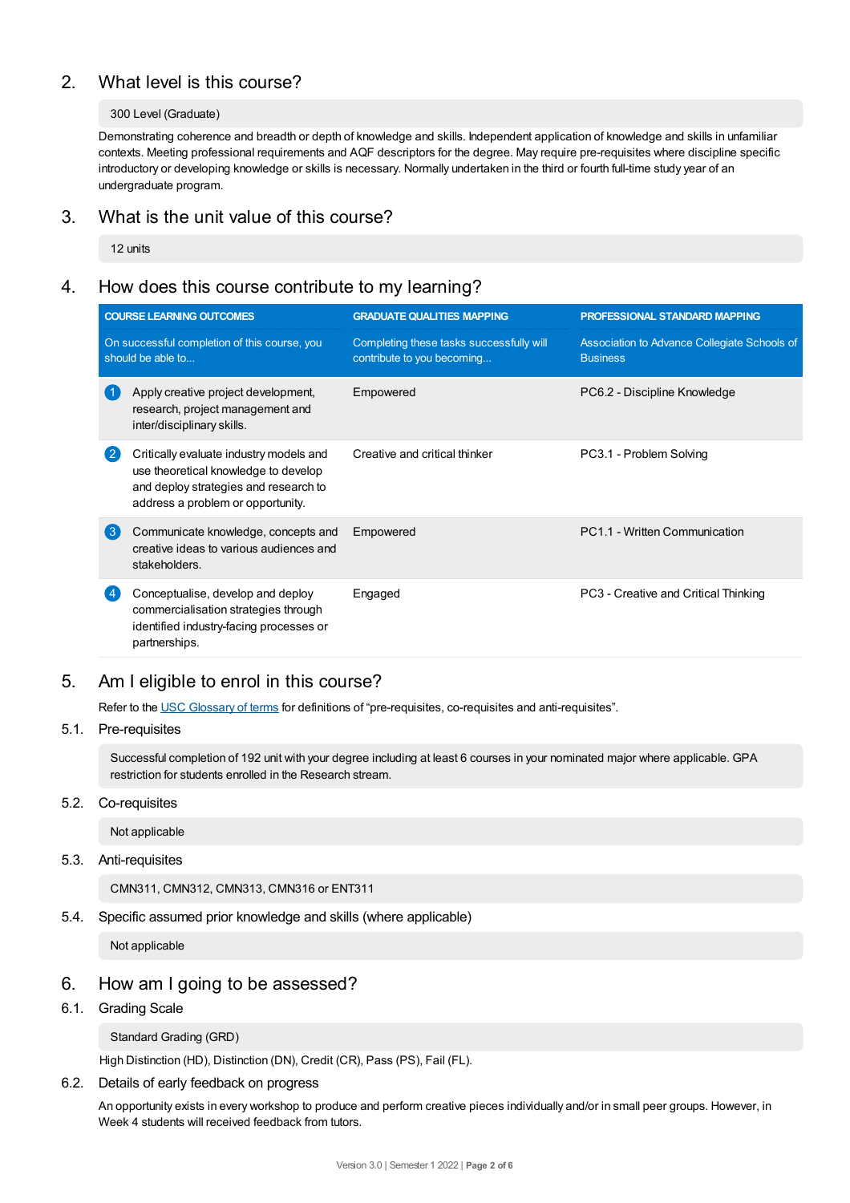## 2. What level is this course?

300 Level (Graduate)

Demonstrating coherence and breadth or depth of knowledge and skills. Independent application of knowledge and skills in unfamiliar contexts. Meeting professional requirements and AQF descriptors for the degree. May require pre-requisites where discipline specific introductory or developing knowledge or skills is necessary. Normally undertaken in the third or fourth full-time study year of an undergraduate program.

## 3. What is the unit value of this course?

12 units

## 4. How does this course contribute to my learning?

| COURSE LEARNING OUTCOMES | GRADUATE QUALITIES MAPPING | PROFESSIONAL STANDARD MAPPING |
|---|---|---|
| On successful completion of this course, you should be able to... | Completing these tasks successfully will contribute to you becoming... | Association to Advance Collegiate Schools of Business |
| 1 Apply creative project development, research, project management and inter/disciplinary skills. | Empowered | PC6.2 - Discipline Knowledge |
| 2 Critically evaluate industry models and use theoretical knowledge to develop and deploy strategies and research to address a problem or opportunity. | Creative and critical thinker | PC3.1 - Problem Solving |
| 3 Communicate knowledge, concepts and creative ideas to various audiences and stakeholders. | Empowered | PC1.1 - Written Communication |
| 4 Conceptualise, develop and deploy commercialisation strategies through identified industry-facing processes or partnerships. | Engaged | PC3 - Creative and Critical Thinking |

## 5. Am I eligible to enrol in this course?

Refer to the USC Glossary of terms for definitions of "pre-requisites, co-requisites and anti-requisites".

### 5.1. Pre-requisites

Successful completion of 192 unit with your degree including at least 6 courses in your nominated major where applicable. GPA restriction for students enrolled in the Research stream.

### 5.2. Co-requisites

Not applicable

### 5.3. Anti-requisites

CMN311, CMN312, CMN313, CMN316 or ENT311

### 5.4. Specific assumed prior knowledge and skills (where applicable)

Not applicable

## 6. How am I going to be assessed?

### 6.1. Grading Scale

Standard Grading (GRD)

High Distinction (HD), Distinction (DN), Credit (CR), Pass (PS), Fail (FL).

### 6.2. Details of early feedback on progress

An opportunity exists in every workshop to produce and perform creative pieces individually and/or in small peer groups. However, in Week 4 students will received feedback from tutors.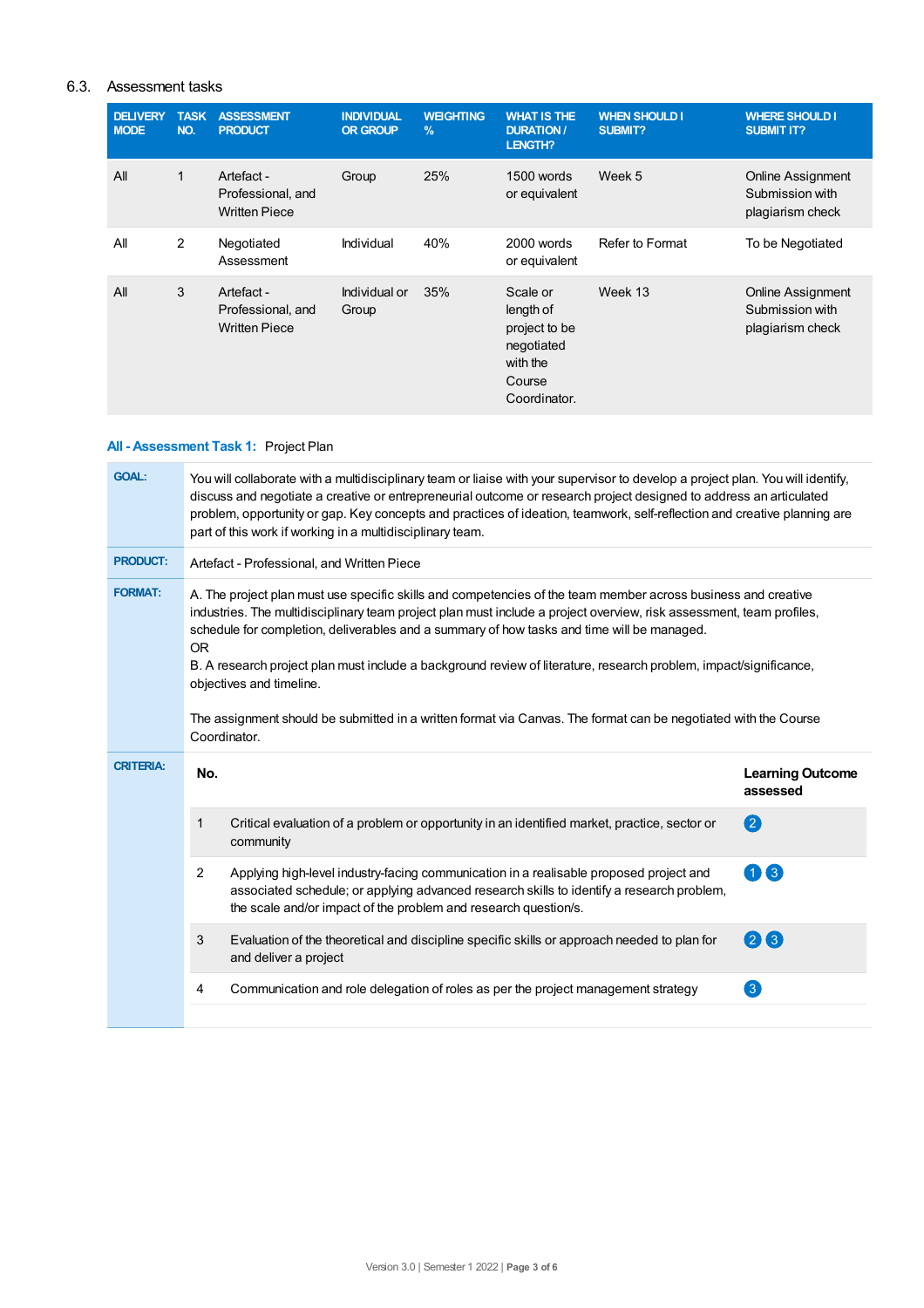## 6.3. Assessment tasks

| DELIVERY MODE | TASK NO. | ASSESSMENT PRODUCT | INDIVIDUAL OR GROUP | WEIGHTING % | WHAT IS THE DURATION / LENGTH? | WHEN SHOULD I SUBMIT? | WHERE SHOULD I SUBMIT IT? |
|---|---|---|---|---|---|---|---|
| All | 1 | Artefact - Professional, and Written Piece | Group | 25% | 1500 words or equivalent | Week 5 | Online Assignment Submission with plagiarism check |
| All | 2 | Negotiated Assessment | Individual | 40% | 2000 words or equivalent | Refer to Format | To be Negotiated |
| All | 3 | Artefact - Professional, and Written Piece | Individual or Group | 35% | Scale or length of project to be negotiated with the Course Coordinator. | Week 13 | Online Assignment Submission with plagiarism check |

### All - Assessment Task 1: Project Plan

**GOAL:** You will collaborate with a multidisciplinary team or liaise with your supervisor to develop a project plan. You will identify, discuss and negotiate a creative or entrepreneurial outcome or research project designed to address an articulated problem, opportunity or gap. Key concepts and practices of ideation, teamwork, self-reflection and creative planning are part of this work if working in a multidisciplinary team.

**PRODUCT:** Artefact - Professional, and Written Piece

**FORMAT:** A. The project plan must use specific skills and competencies of the team member across business and creative industries. The multidisciplinary team project plan must include a project overview, risk assessment, team profiles, schedule for completion, deliverables and a summary of how tasks and time will be managed.
OR
B. A research project plan must include a background review of literature, research problem, impact/significance, objectives and timeline.

The assignment should be submitted in a written format via Canvas. The format can be negotiated with the Course Coordinator.

**CRITERIA:**

| No. | | Learning Outcome assessed |
|---|---|---|
| 1 | Critical evaluation of a problem or opportunity in an identified market, practice, sector or community | 2 |
| 2 | Applying high-level industry-facing communication in a realisable proposed project and associated schedule; or applying advanced research skills to identify a research problem, the scale and/or impact of the problem and research question/s. | 1 3 |
| 3 | Evaluation of the theoretical and discipline specific skills or approach needed to plan for and deliver a project | 2 3 |
| 4 | Communication and role delegation of roles as per the project management strategy | 3 |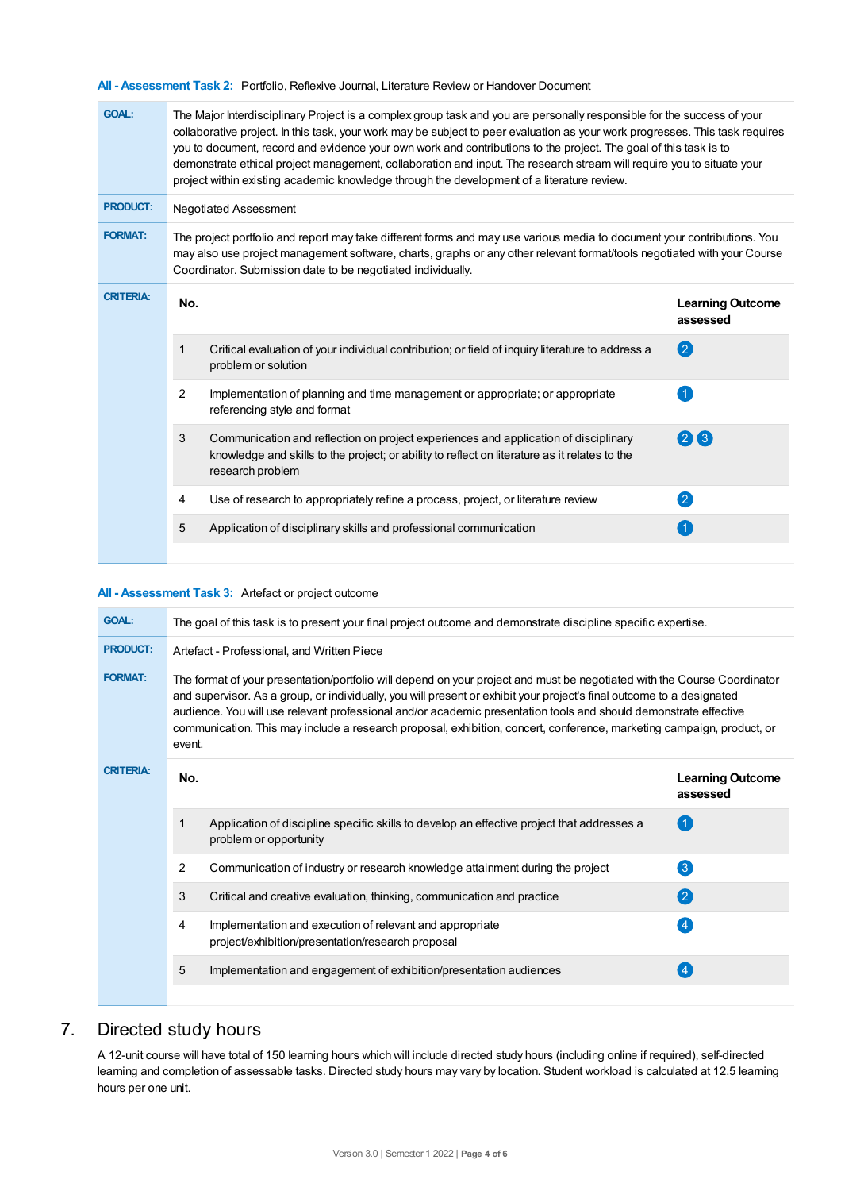**All - Assessment Task 2:** Portfolio, Reflexive Journal, Literature Review or Handover Document

| | |
|---|---|
| **GOAL:** | The Major Interdisciplinary Project is a complex group task and you are personally responsible for the success of your collaborative project. In this task, your work may be subject to peer evaluation as your work progresses. This task requires you to document, record and evidence your own work and contributions to the project. The goal of this task is to demonstrate ethical project management, collaboration and input. The research stream will require you to situate your project within existing academic knowledge through the development of a literature review. |
| **PRODUCT:** | Negotiated Assessment |
| **FORMAT:** | The project portfolio and report may take different forms and may use various media to document your contributions. You may also use project management software, charts, graphs or any other relevant format/tools negotiated with your Course Coordinator. Submission date to be negotiated individually. |

**CRITERIA:**

| No. | | Learning Outcome assessed |
|---|---|---|
| 1 | Critical evaluation of your individual contribution; or field of inquiry literature to address a problem or solution | 2 |
| 2 | Implementation of planning and time management or appropriate; or appropriate referencing style and format | 1 |
| 3 | Communication and reflection on project experiences and application of disciplinary knowledge and skills to the project; or ability to reflect on literature as it relates to the research problem | 2 3 |
| 4 | Use of research to appropriately refine a process, project, or literature review | 2 |
| 5 | Application of disciplinary skills and professional communication | 1 |

**All - Assessment Task 3:** Artefact or project outcome

| | |
|---|---|
| **GOAL:** | The goal of this task is to present your final project outcome and demonstrate discipline specific expertise. |
| **PRODUCT:** | Artefact - Professional, and Written Piece |
| **FORMAT:** | The format of your presentation/portfolio will depend on your project and must be negotiated with the Course Coordinator and supervisor. As a group, or individually, you will present or exhibit your project's final outcome to a designated audience. You will use relevant professional and/or academic presentation tools and should demonstrate effective communication. This may include a research proposal, exhibition, concert, conference, marketing campaign, product, or event. |

**CRITERIA:**

| No. | | Learning Outcome assessed |
|---|---|---|
| 1 | Application of discipline specific skills to develop an effective project that addresses a problem or opportunity | 1 |
| 2 | Communication of industry or research knowledge attainment during the project | 3 |
| 3 | Critical and creative evaluation, thinking, communication and practice | 2 |
| 4 | Implementation and execution of relevant and appropriate project/exhibition/presentation/research proposal | 4 |
| 5 | Implementation and engagement of exhibition/presentation audiences | 4 |

## 7. Directed study hours

A 12-unit course will have total of 150 learning hours which will include directed study hours (including online if required), self-directed learning and completion of assessable tasks. Directed study hours may vary by location. Student workload is calculated at 12.5 learning hours per one unit.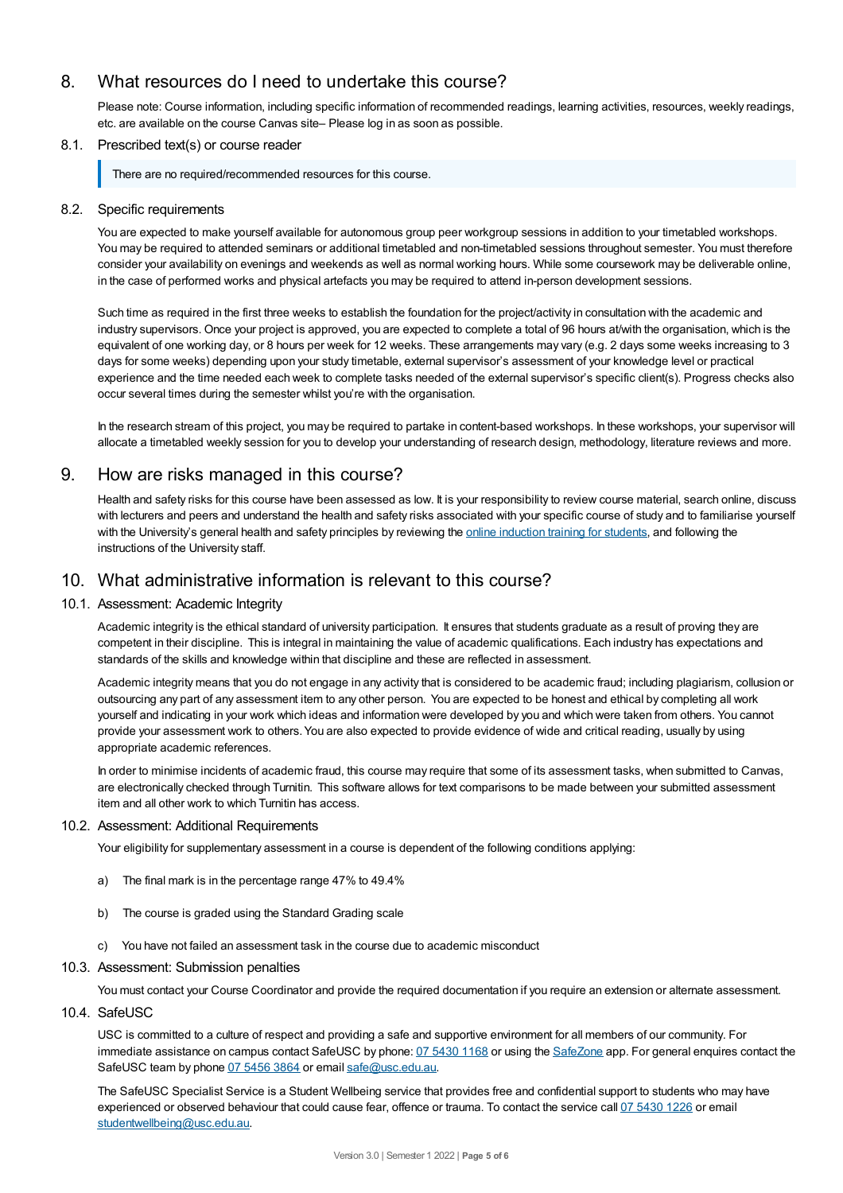## 8. What resources do I need to undertake this course?

Please note: Course information, including specific information of recommended readings, learning activities, resources, weekly readings, etc. are available on the course Canvas site– Please log in as soon as possible.

### 8.1. Prescribed text(s) or course reader

> There are no required/recommended resources for this course.

### 8.2. Specific requirements

You are expected to make yourself available for autonomous group peer workgroup sessions in addition to your timetabled workshops. You may be required to attended seminars or additional timetabled and non-timetabled sessions throughout semester. You must therefore consider your availability on evenings and weekends as well as normal working hours. While some coursework may be deliverable online, in the case of performed works and physical artefacts you may be required to attend in-person development sessions.

Such time as required in the first three weeks to establish the foundation for the project/activity in consultation with the academic and industry supervisors. Once your project is approved, you are expected to complete a total of 96 hours at/with the organisation, which is the equivalent of one working day, or 8 hours per week for 12 weeks. These arrangements may vary (e.g. 2 days some weeks increasing to 3 days for some weeks) depending upon your study timetable, external supervisor's assessment of your knowledge level or practical experience and the time needed each week to complete tasks needed of the external supervisor's specific client(s). Progress checks also occur several times during the semester whilst you're with the organisation.

In the research stream of this project, you may be required to partake in content-based workshops. In these workshops, your supervisor will allocate a timetabled weekly session for you to develop your understanding of research design, methodology, literature reviews and more.

## 9. How are risks managed in this course?

Health and safety risks for this course have been assessed as low. It is your responsibility to review course material, search online, discuss with lecturers and peers and understand the health and safety risks associated with your specific course of study and to familiarise yourself with the University's general health and safety principles by reviewing the online induction training for students, and following the instructions of the University staff.

## 10. What administrative information is relevant to this course?

### 10.1. Assessment: Academic Integrity

Academic integrity is the ethical standard of university participation. It ensures that students graduate as a result of proving they are competent in their discipline. This is integral in maintaining the value of academic qualifications. Each industry has expectations and standards of the skills and knowledge within that discipline and these are reflected in assessment.

Academic integrity means that you do not engage in any activity that is considered to be academic fraud; including plagiarism, collusion or outsourcing any part of any assessment item to any other person. You are expected to be honest and ethical by completing all work yourself and indicating in your work which ideas and information were developed by you and which were taken from others. You cannot provide your assessment work to others. You are also expected to provide evidence of wide and critical reading, usually by using appropriate academic references.

In order to minimise incidents of academic fraud, this course may require that some of its assessment tasks, when submitted to Canvas, are electronically checked through Turnitin. This software allows for text comparisons to be made between your submitted assessment item and all other work to which Turnitin has access.

### 10.2. Assessment: Additional Requirements

Your eligibility for supplementary assessment in a course is dependent of the following conditions applying:

a) The final mark is in the percentage range 47% to 49.4%

b) The course is graded using the Standard Grading scale

c) You have not failed an assessment task in the course due to academic misconduct

### 10.3. Assessment: Submission penalties

You must contact your Course Coordinator and provide the required documentation if you require an extension or alternate assessment.

### 10.4. SafeUSC

USC is committed to a culture of respect and providing a safe and supportive environment for all members of our community. For immediate assistance on campus contact SafeUSC by phone: 07 5430 1168 or using the SafeZone app. For general enquires contact the SafeUSC team by phone 07 5456 3864 or email safe@usc.edu.au.

The SafeUSC Specialist Service is a Student Wellbeing service that provides free and confidential support to students who may have experienced or observed behaviour that could cause fear, offence or trauma. To contact the service call 07 5430 1226 or email studentwellbeing@usc.edu.au.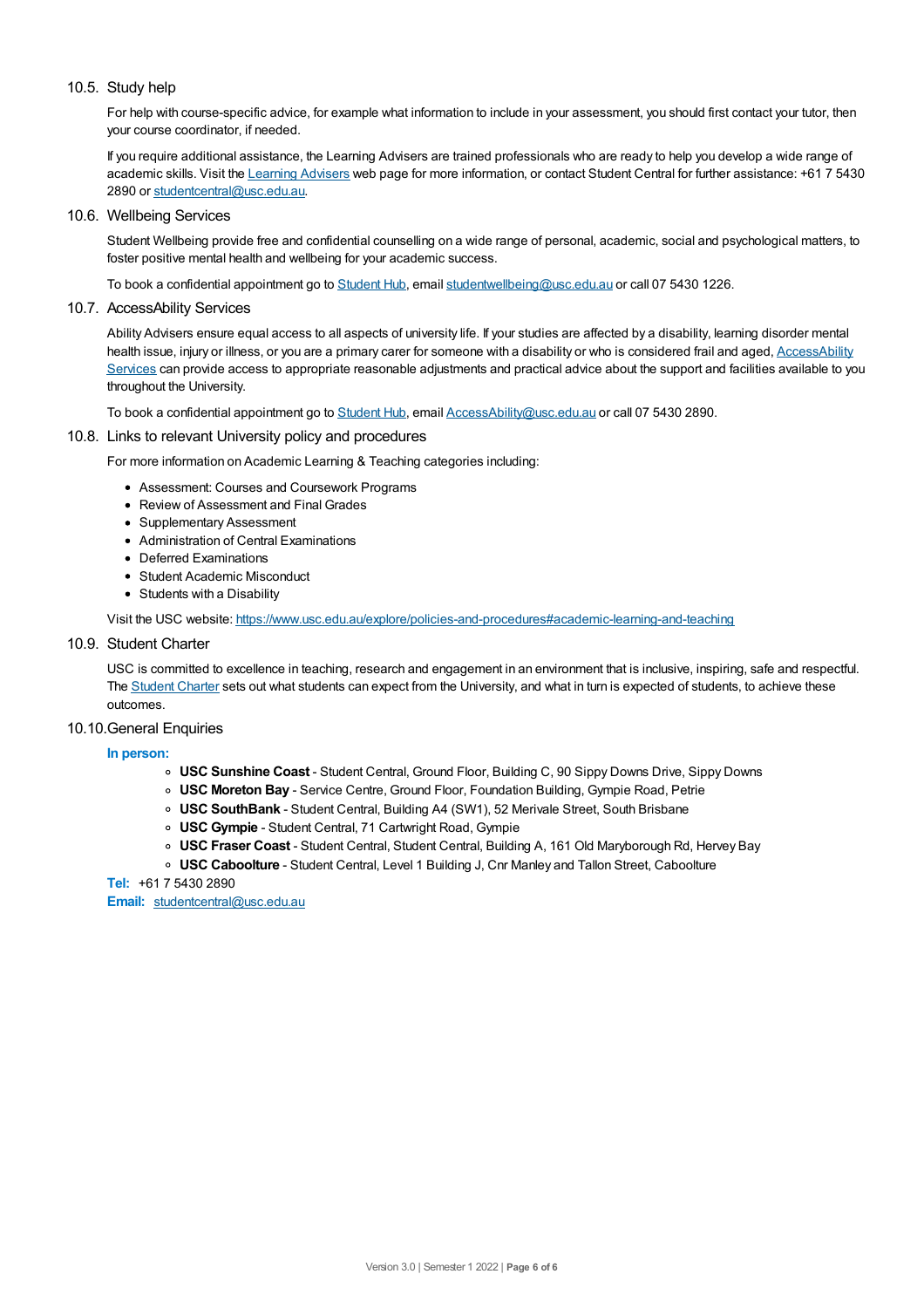### 10.5. Study help

For help with course-specific advice, for example what information to include in your assessment, you should first contact your tutor, then your course coordinator, if needed.

If you require additional assistance, the Learning Advisers are trained professionals who are ready to help you develop a wide range of academic skills. Visit the Learning Advisers web page for more information, or contact Student Central for further assistance: +61 7 5430 2890 or studentcentral@usc.edu.au.

### 10.6. Wellbeing Services

Student Wellbeing provide free and confidential counselling on a wide range of personal, academic, social and psychological matters, to foster positive mental health and wellbeing for your academic success.

To book a confidential appointment go to Student Hub, email studentwellbeing@usc.edu.au or call 07 5430 1226.

### 10.7. AccessAbility Services

Ability Advisers ensure equal access to all aspects of university life. If your studies are affected by a disability, learning disorder mental health issue, injury or illness, or you are a primary carer for someone with a disability or who is considered frail and aged, AccessAbility Services can provide access to appropriate reasonable adjustments and practical advice about the support and facilities available to you throughout the University.

To book a confidential appointment go to Student Hub, email AccessAbility@usc.edu.au or call 07 5430 2890.

### 10.8. Links to relevant University policy and procedures

For more information on Academic Learning & Teaching categories including:

- Assessment: Courses and Coursework Programs
- Review of Assessment and Final Grades
- Supplementary Assessment
- Administration of Central Examinations
- Deferred Examinations
- Student Academic Misconduct
- Students with a Disability

Visit the USC website: https://www.usc.edu.au/explore/policies-and-procedures#academic-learning-and-teaching

### 10.9. Student Charter

USC is committed to excellence in teaching, research and engagement in an environment that is inclusive, inspiring, safe and respectful. The Student Charter sets out what students can expect from the University, and what in turn is expected of students, to achieve these outcomes.

### 10.10. General Enquiries

**In person:**

- **USC Sunshine Coast** - Student Central, Ground Floor, Building C, 90 Sippy Downs Drive, Sippy Downs
- **USC Moreton Bay** - Service Centre, Ground Floor, Foundation Building, Gympie Road, Petrie
- **USC SouthBank** - Student Central, Building A4 (SW1), 52 Merivale Street, South Brisbane
- **USC Gympie** - Student Central, 71 Cartwright Road, Gympie
- **USC Fraser Coast** - Student Central, Student Central, Building A, 161 Old Maryborough Rd, Hervey Bay
- **USC Caboolture** - Student Central, Level 1 Building J, Cnr Manley and Tallon Street, Caboolture

**Tel:** +61 7 5430 2890

**Email:** studentcentral@usc.edu.au